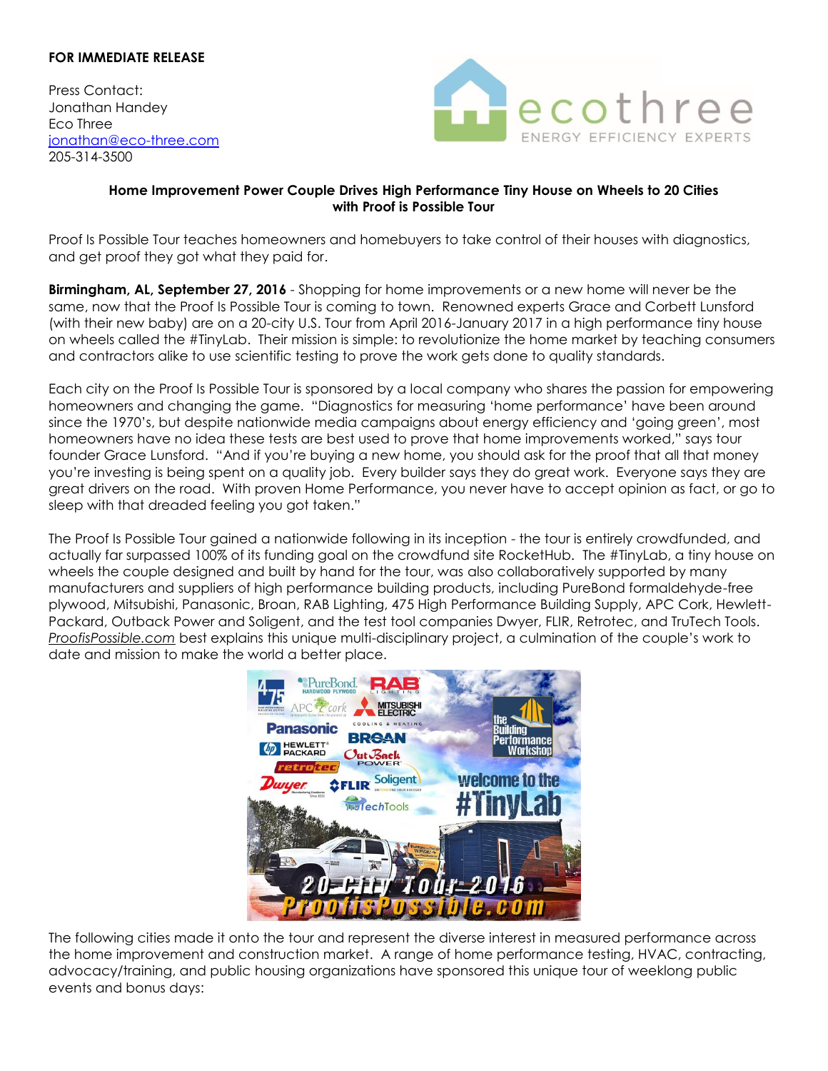**FOR IMMEDIATE RELEASE**

Press Contact:
Jonathan Handey
Eco Three
jonathan@eco-three.com
205-314-3500

ecothree
ENERGY EFFICIENCY EXPERTS

**Home Improvement Power Couple Drives High Performance Tiny House on Wheels to 20 Cities with Proof is Possible Tour**

Proof Is Possible Tour teaches homeowners and homebuyers to take control of their houses with diagnostics, and get proof they got what they paid for.

**Birmingham, AL, September 27, 2016** - Shopping for home improvements or a new home will never be the same, now that the Proof Is Possible Tour is coming to town. Renowned experts Grace and Corbett Lunsford (with their new baby) are on a 20-city U.S. Tour from April 2016-January 2017 in a high performance tiny house on wheels called the #TinyLab. Their mission is simple: to revolutionize the home market by teaching consumers and contractors alike to use scientific testing to prove the work gets done to quality standards.

Each city on the Proof Is Possible Tour is sponsored by a local company who shares the passion for empowering homeowners and changing the game. "Diagnostics for measuring 'home performance' have been around since the 1970's, but despite nationwide media campaigns about energy efficiency and 'going green', most homeowners have no idea these tests are best used to prove that home improvements worked," says tour founder Grace Lunsford. "And if you're buying a new home, you should ask for the proof that all that money you're investing is being spent on a quality job. Every builder says they do great work. Everyone says they are great drivers on the road. With proven Home Performance, you never have to accept opinion as fact, or go to sleep with that dreaded feeling you got taken."

The Proof Is Possible Tour gained a nationwide following in its inception - the tour is entirely crowdfunded, and actually far surpassed 100% of its funding goal on the crowdfund site RocketHub. The #TinyLab, a tiny house on wheels the couple designed and built by hand for the tour, was also collaboratively supported by many manufacturers and suppliers of high performance building products, including PureBond formaldehyde-free plywood, Mitsubishi, Panasonic, Broan, RAB Lighting, 475 High Performance Building Supply, APC Cork, Hewlett-Packard, Outback Power and Soligent, and the test tool companies Dwyer, FLIR, Retrotec, and TruTech Tools. *ProofisPossible.com* best explains this unique multi-disciplinary project, a culmination of the couple's work to date and mission to make the world a better place.

The following cities made it onto the tour and represent the diverse interest in measured performance across the home improvement and construction market. A range of home performance testing, HVAC, contracting, advocacy/training, and public housing organizations have sponsored this unique tour of weeklong public events and bonus days: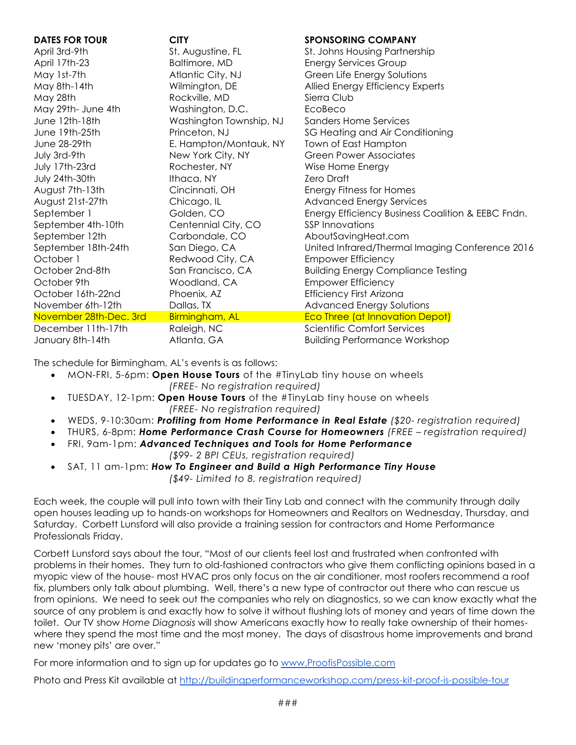| DATES FOR TOUR | CITY | SPONSORING COMPANY |
| --- | --- | --- |
| April 3rd-9th | St. Augustine, FL | St. Johns Housing Partnership |
| April 17th-23 | Baltimore, MD | Energy Services Group |
| May 1st-7th | Atlantic City, NJ | Green Life Energy Solutions |
| May 8th-14th | Wilmington, DE | Allied Energy Efficiency Experts |
| May 28th | Rockville, MD | Sierra Club |
| May 29th- June 4th | Washington, D.C. | EcoBeco |
| June 12th-18th | Washington Township, NJ | Sanders Home Services |
| June 19th-25th | Princeton, NJ | SG Heating and Air Conditioning |
| June 28-29th | E. Hampton/Montauk, NY | Town of East Hampton |
| July 3rd-9th | New York City, NY | Green Power Associates |
| July 17th-23rd | Rochester, NY | Wise Home Energy |
| July 24th-30th | Ithaca, NY | Zero Draft |
| August 7th-13th | Cincinnati, OH | Energy Fitness for Homes |
| August 21st-27th | Chicago, IL | Advanced Energy Services |
| September 1 | Golden, CO | Energy Efficiency Business Coalition & EEBC Fndn. |
| September 4th-10th | Centennial City, CO | SSP Innovations |
| September 12th | Carbondale, CO | AboutSavingHeat.com |
| September 18th-24th | San Diego, CA | United Infrared/Thermal Imaging Conference 2016 |
| October 1 | Redwood City, CA | Empower Efficiency |
| October 2nd-8th | San Francisco, CA | Building Energy Compliance Testing |
| October 9th | Woodland, CA | Empower Efficiency |
| October 16th-22nd | Phoenix, AZ | Efficiency First Arizona |
| November 6th-12th | Dallas, TX | Advanced Energy Solutions |
| November 28th-Dec. 3rd | Birmingham, AL | Eco Three (at Innovation Depot) |
| December 11th-17th | Raleigh, NC | Scientific Comfort Services |
| January 8th-14th | Atlanta, GA | Building Performance Workshop |

The schedule for Birmingham, AL's events is as follows:

- MON-FRI, 5-6pm: **Open House Tours** of the #TinyLab tiny house on wheels
  *(FREE- No registration required)*
- TUESDAY, 12-1pm: **Open House Tours** of the #TinyLab tiny house on wheels
  *(FREE- No registration required)*
- WEDS, 9-10:30am: ***Profiting from Home Performance in Real Estate*** *($20- registration required)*
- THURS, 6-8pm: ***Home Performance Crash Course for Homeowners*** *(FREE – registration required)*
- FRI, 9am-1pm: ***Advanced Techniques and Tools for Home Performance***
  *($99- 2 BPI CEUs, registration required)*
- SAT, 11 am-1pm: ***How To Engineer and Build a High Performance Tiny House***
  *($49- Limited to 8, registration required)*

Each week, the couple will pull into town with their Tiny Lab and connect with the community through daily open houses leading up to hands-on workshops for Homeowners and Realtors on Wednesday, Thursday, and Saturday. Corbett Lunsford will also provide a training session for contractors and Home Performance Professionals Friday.

Corbett Lunsford says about the tour, "Most of our clients feel lost and frustrated when confronted with problems in their homes. They turn to old-fashioned contractors who give them conflicting opinions based in a myopic view of the house- most HVAC pros only focus on the air conditioner, most roofers recommend a roof fix, plumbers only talk about plumbing. Well, there's a new type of contractor out there who can rescue us from opinions. We need to seek out the companies who rely on diagnostics, so we can know exactly what the source of any problem is and exactly how to solve it without flushing lots of money and years of time down the toilet. Our TV show *Home Diagnosis* will show Americans exactly how to really take ownership of their homes- where they spend the most time and the most money. The days of disastrous home improvements and brand new 'money pits' are over."

For more information and to sign up for updates go to [www.ProofisPossible.com](http://www.ProofisPossible.com)

Photo and Press Kit available at [http://buildingperformanceworkshop.com/press-kit-proof-is-possible-tour](http://buildingperformanceworkshop.com/press-kit-proof-is-possible-tour)

###